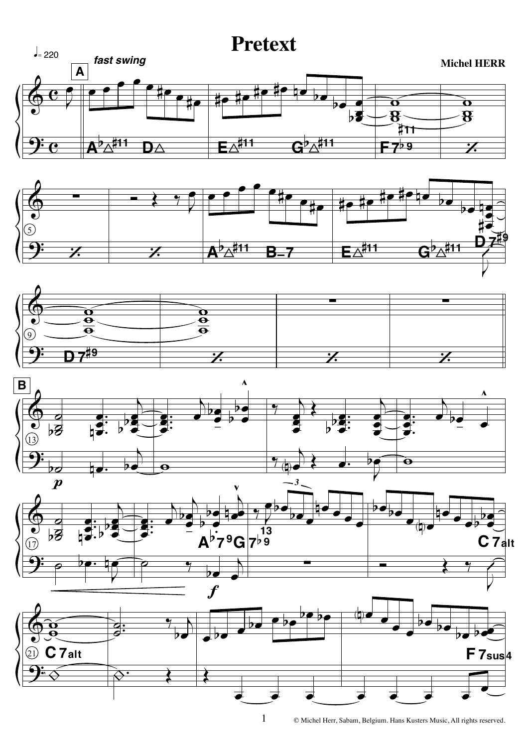# Pretext

♩= 220

*fast swing*

**Michel HERR**

© Michel Herr, Sabam, Belgium. Hans Kusters Music, All rights reserved.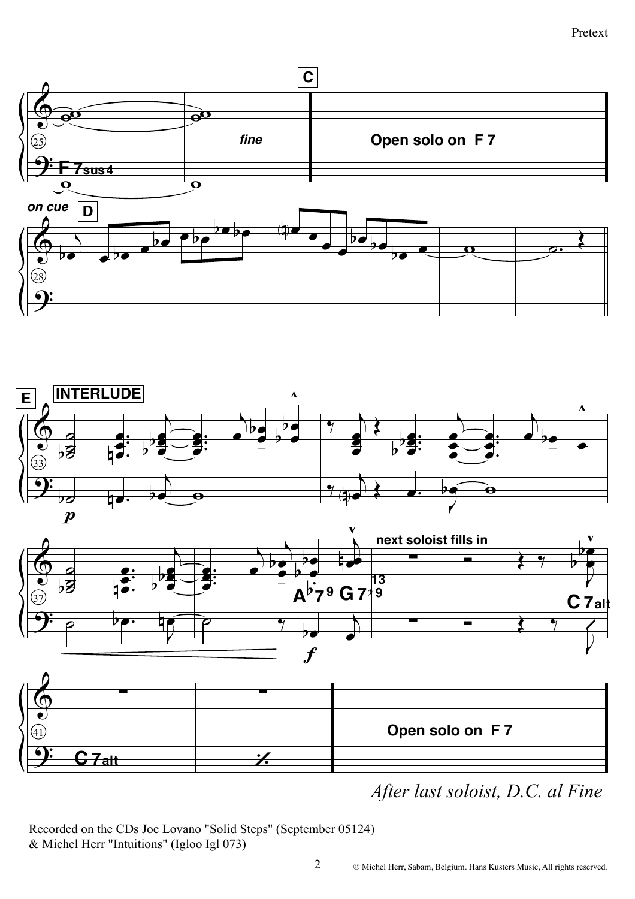*After last soloist, D.C. al Fine*

Recorded on the CDs Joe Lovano "Solid Steps" (September 05124)
& Michel Herr "Intuitions" (Igloo Igl 073)

© Michel Herr, Sabam, Belgium. Hans Kusters Music, All rights reserved.